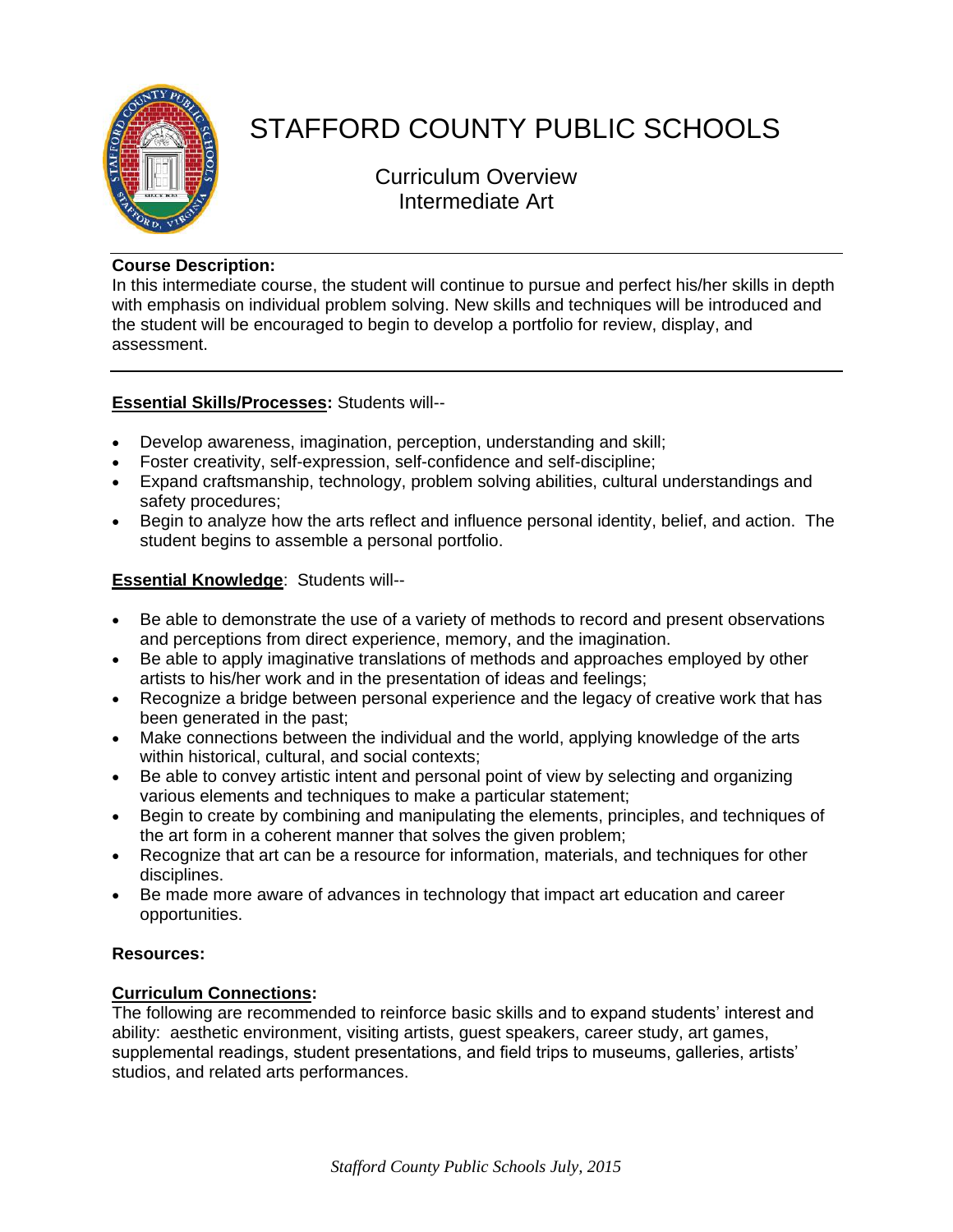# STAFFORD COUNTY PUBLIC SCHOOLS

## Curriculum Overview
## Intermediate Art

**Course Description:**
In this intermediate course, the student will continue to pursue and perfect his/her skills in depth with emphasis on individual problem solving. New skills and techniques will be introduced and the student will be encouraged to begin to develop a portfolio for review, display, and assessment.

**Essential Skills/Processes:** Students will--

- Develop awareness, imagination, perception, understanding and skill;
- Foster creativity, self-expression, self-confidence and self-discipline;
- Expand craftsmanship, technology, problem solving abilities, cultural understandings and safety procedures;
- Begin to analyze how the arts reflect and influence personal identity, belief, and action. The student begins to assemble a personal portfolio.

**Essential Knowledge**: Students will--

- Be able to demonstrate the use of a variety of methods to record and present observations and perceptions from direct experience, memory, and the imagination.
- Be able to apply imaginative translations of methods and approaches employed by other artists to his/her work and in the presentation of ideas and feelings;
- Recognize a bridge between personal experience and the legacy of creative work that has been generated in the past;
- Make connections between the individual and the world, applying knowledge of the arts within historical, cultural, and social contexts;
- Be able to convey artistic intent and personal point of view by selecting and organizing various elements and techniques to make a particular statement;
- Begin to create by combining and manipulating the elements, principles, and techniques of the art form in a coherent manner that solves the given problem;
- Recognize that art can be a resource for information, materials, and techniques for other disciplines.
- Be made more aware of advances in technology that impact art education and career opportunities.

**Resources:**

**Curriculum Connections:**
The following are recommended to reinforce basic skills and to expand students' interest and ability: aesthetic environment, visiting artists, guest speakers, career study, art games, supplemental readings, student presentations, and field trips to museums, galleries, artists' studios, and related arts performances.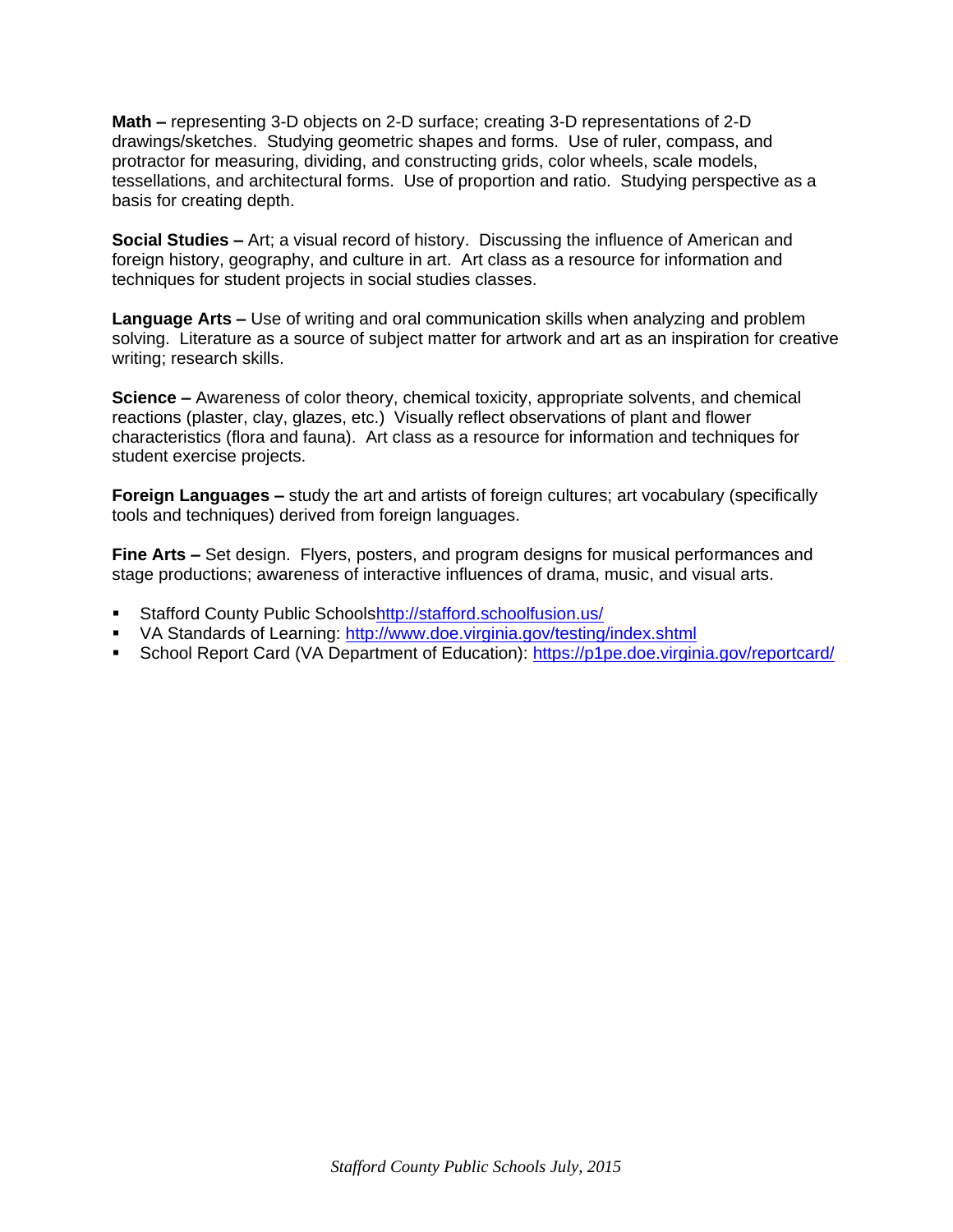**Math –** representing 3-D objects on 2-D surface; creating 3-D representations of 2-D drawings/sketches. Studying geometric shapes and forms. Use of ruler, compass, and protractor for measuring, dividing, and constructing grids, color wheels, scale models, tessellations, and architectural forms. Use of proportion and ratio. Studying perspective as a basis for creating depth.

**Social Studies –** Art; a visual record of history. Discussing the influence of American and foreign history, geography, and culture in art. Art class as a resource for information and techniques for student projects in social studies classes.

**Language Arts –** Use of writing and oral communication skills when analyzing and problem solving. Literature as a source of subject matter for artwork and art as an inspiration for creative writing; research skills.

**Science –** Awareness of color theory, chemical toxicity, appropriate solvents, and chemical reactions (plaster, clay, glazes, etc.) Visually reflect observations of plant and flower characteristics (flora and fauna). Art class as a resource for information and techniques for student exercise projects.

**Foreign Languages –** study the art and artists of foreign cultures; art vocabulary (specifically tools and techniques) derived from foreign languages.

**Fine Arts –** Set design. Flyers, posters, and program designs for musical performances and stage productions; awareness of interactive influences of drama, music, and visual arts.

- Stafford County Public Schoolshttp://stafford.schoolfusion.us/
- VA Standards of Learning: http://www.doe.virginia.gov/testing/index.shtml
- School Report Card (VA Department of Education): https://p1pe.doe.virginia.gov/reportcard/